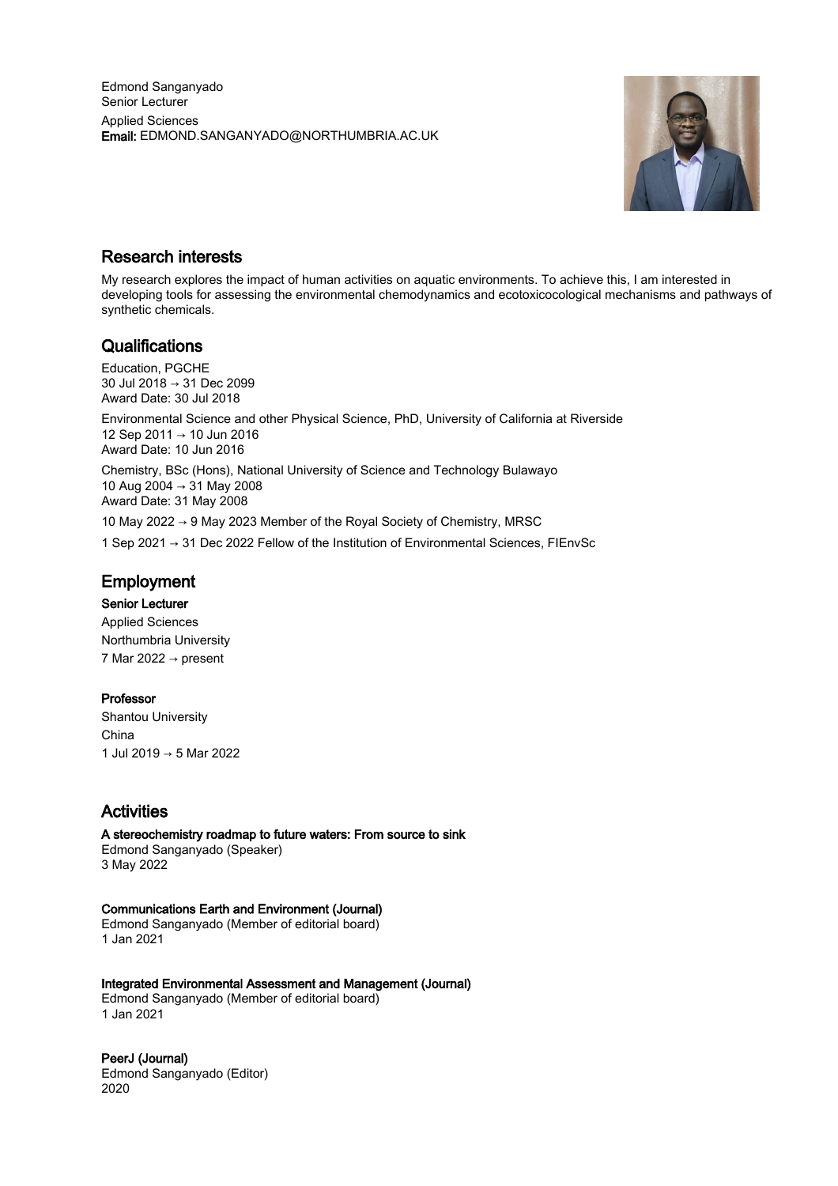Edmond Sanganyado
Senior Lecturer
Applied Sciences
**Email:** EDMOND.SANGANYADO@NORTHUMBRIA.AC.UK

## Research interests

My research explores the impact of human activities on aquatic environments. To achieve this, I am interested in developing tools for assessing the environmental chemodynamics and ecotoxicocological mechanisms and pathways of synthetic chemicals.

## Qualifications

Education, PGCHE
30 Jul 2018 → 31 Dec 2099
Award Date: 30 Jul 2018

Environmental Science and other Physical Science, PhD, University of California at Riverside
12 Sep 2011 → 10 Jun 2016
Award Date: 10 Jun 2016

Chemistry, BSc (Hons), National University of Science and Technology Bulawayo
10 Aug 2004 → 31 May 2008
Award Date: 31 May 2008

10 May 2022 → 9 May 2023 Member of the Royal Society of Chemistry, MRSC

1 Sep 2021 → 31 Dec 2022 Fellow of the Institution of Environmental Sciences, FIEnvSc

## Employment

**Senior Lecturer**
Applied Sciences
Northumbria University
7 Mar 2022 → present

**Professor**
Shantou University
China
1 Jul 2019 → 5 Mar 2022

## Activities

**A stereochemistry roadmap to future waters: From source to sink**
Edmond Sanganyado (Speaker)
3 May 2022

**Communications Earth and Environment (Journal)**
Edmond Sanganyado (Member of editorial board)
1 Jan 2021

**Integrated Environmental Assessment and Management (Journal)**
Edmond Sanganyado (Member of editorial board)
1 Jan 2021

**PeerJ (Journal)**
Edmond Sanganyado (Editor)
2020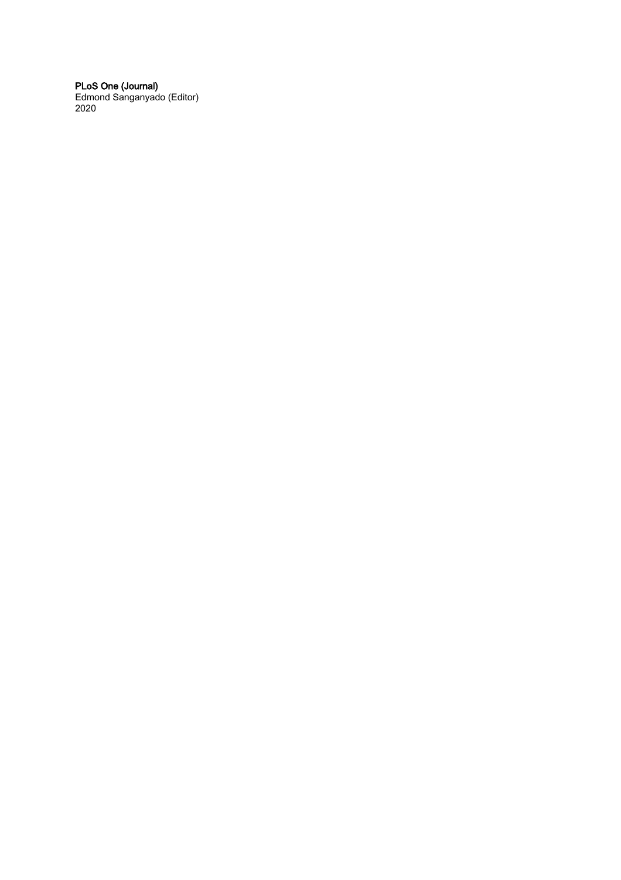**PLoS One (Journal)**
Edmond Sanganyado (Editor)
2020